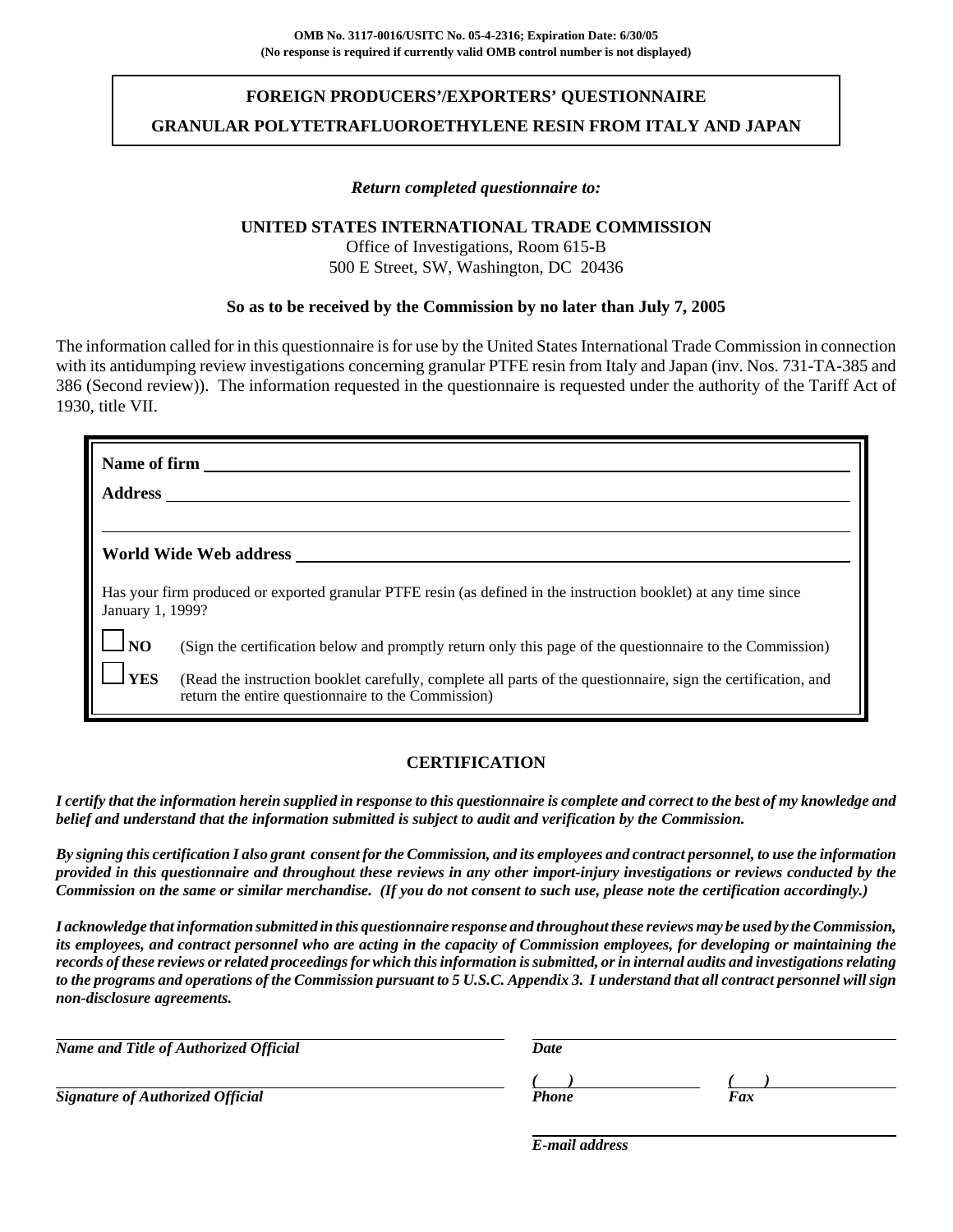**OMB No. 3117-0016/USITC No. 05-4-2316; Expiration Date: 6/30/05**
**(No response is required if currently valid OMB control number is not displayed)**

# FOREIGN PRODUCERS'/EXPORTERS' QUESTIONNAIRE

## GRANULAR POLYTETRAFLUOROETHYLENE RESIN FROM ITALY AND JAPAN

*Return completed questionnaire to:*

**UNITED STATES INTERNATIONAL TRADE COMMISSION**
Office of Investigations, Room 615-B
500 E Street, SW, Washington, DC 20436

**So as to be received by the Commission by no later than July 7, 2005**

The information called for in this questionnaire is for use by the United States International Trade Commission in connection with its antidumping review investigations concerning granular PTFE resin from Italy and Japan (inv. Nos. 731-TA-385 and 386 (Second review)). The information requested in the questionnaire is requested under the authority of the Tariff Act of 1930, title VII.

**Name of firm** ______________________________

**Address** ______________________________

______________________________

**World Wide Web address** ______________________________

Has your firm produced or exported granular PTFE resin (as defined in the instruction booklet) at any time since January 1, 1999?

☐ **NO** (Sign the certification below and promptly return only this page of the questionnaire to the Commission)

☐ **YES** (Read the instruction booklet carefully, complete all parts of the questionnaire, sign the certification, and return the entire questionnaire to the Commission)

## CERTIFICATION

***I certify that the information herein supplied in response to this questionnaire is complete and correct to the best of my knowledge and belief and understand that the information submitted is subject to audit and verification by the Commission.***

***By signing this certification I also grant consent for the Commission, and its employees and contract personnel, to use the information provided in this questionnaire and throughout these reviews in any other import-injury investigations or reviews conducted by the Commission on the same or similar merchandise. (If you do not consent to such use, please note the certification accordingly.)***

***I acknowledge that information submitted in this questionnaire response and throughout these reviews may be used by the Commission, its employees, and contract personnel who are acting in the capacity of Commission employees, for developing or maintaining the records of these reviews or related proceedings for which this information is submitted, or in internal audits and investigations relating to the programs and operations of the Commission pursuant to 5 U.S.C. Appendix 3. I understand that all contract personnel will sign non-disclosure agreements.***

______________________________
***Name and Title of Authorized Official***

______________________________
***Date***

______________________________
***Signature of Authorized Official***

***(   )*** ______________________________
***Phone***

***(   )*** ______________________________
***Fax***

______________________________
***E-mail address***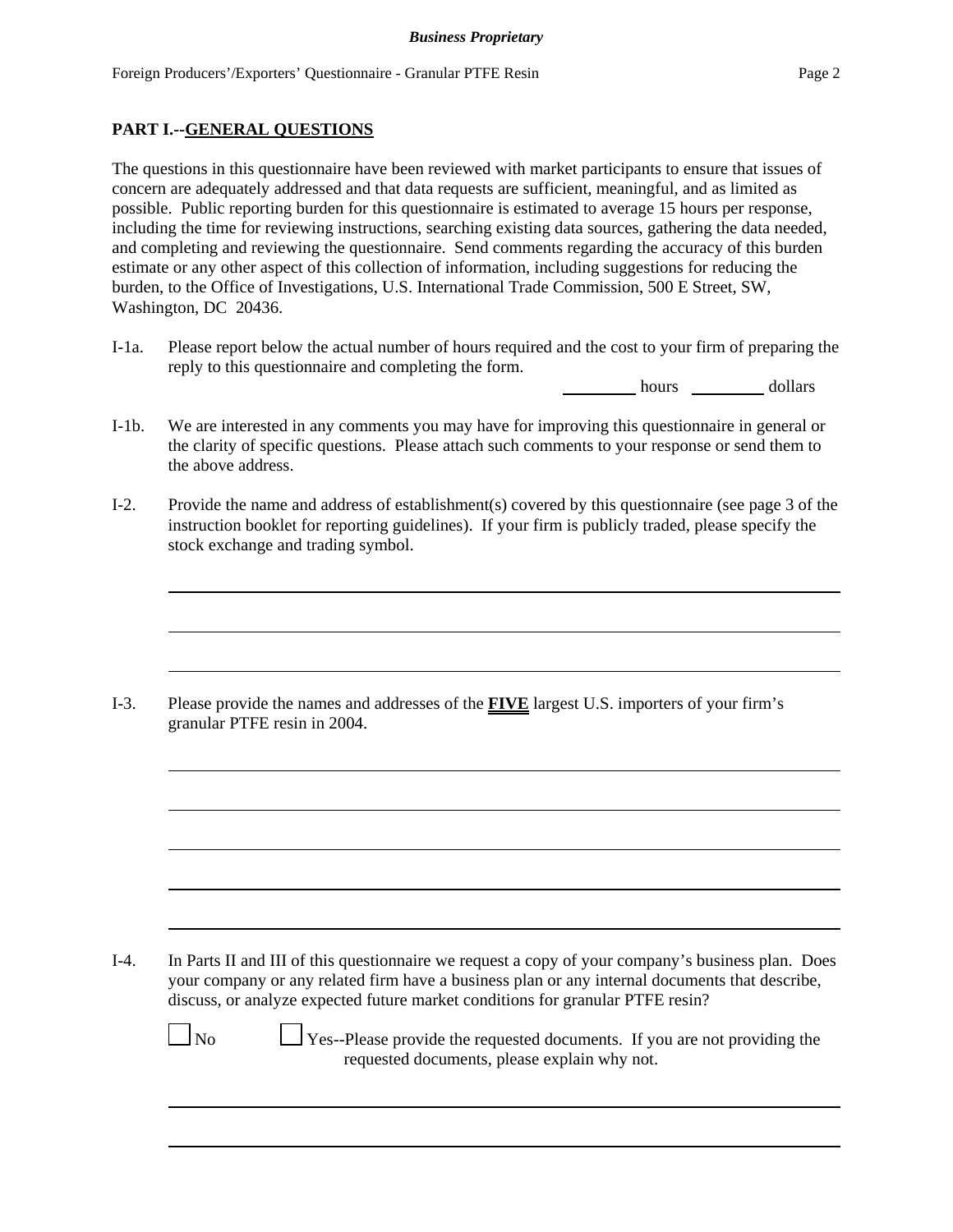## PART I.--GENERAL QUESTIONS

The questions in this questionnaire have been reviewed with market participants to ensure that issues of concern are adequately addressed and that data requests are sufficient, meaningful, and as limited as possible. Public reporting burden for this questionnaire is estimated to average 15 hours per response, including the time for reviewing instructions, searching existing data sources, gathering the data needed, and completing and reviewing the questionnaire. Send comments regarding the accuracy of this burden estimate or any other aspect of this collection of information, including suggestions for reducing the burden, to the Office of Investigations, U.S. International Trade Commission, 500 E Street, SW, Washington, DC 20436.

I-1a. Please report below the actual number of hours required and the cost to your firm of preparing the reply to this questionnaire and completing the form.

_________ hours _________ dollars

I-1b. We are interested in any comments you may have for improving this questionnaire in general or the clarity of specific questions. Please attach such comments to your response or send them to the above address.

I-2. Provide the name and address of establishment(s) covered by this questionnaire (see page 3 of the instruction booklet for reporting guidelines). If your firm is publicly traded, please specify the stock exchange and trading symbol.

_______________________________________________

_______________________________________________

_______________________________________________

I-3. Please provide the names and addresses of the **FIVE** largest U.S. importers of your firm's granular PTFE resin in 2004.

_______________________________________________

_______________________________________________

_______________________________________________

_______________________________________________

_______________________________________________

I-4. In Parts II and III of this questionnaire we request a copy of your company's business plan. Does your company or any related firm have a business plan or any internal documents that describe, discuss, or analyze expected future market conditions for granular PTFE resin?

☐ No ☐ Yes--Please provide the requested documents. If you are not providing the requested documents, please explain why not.

_______________________________________________

_______________________________________________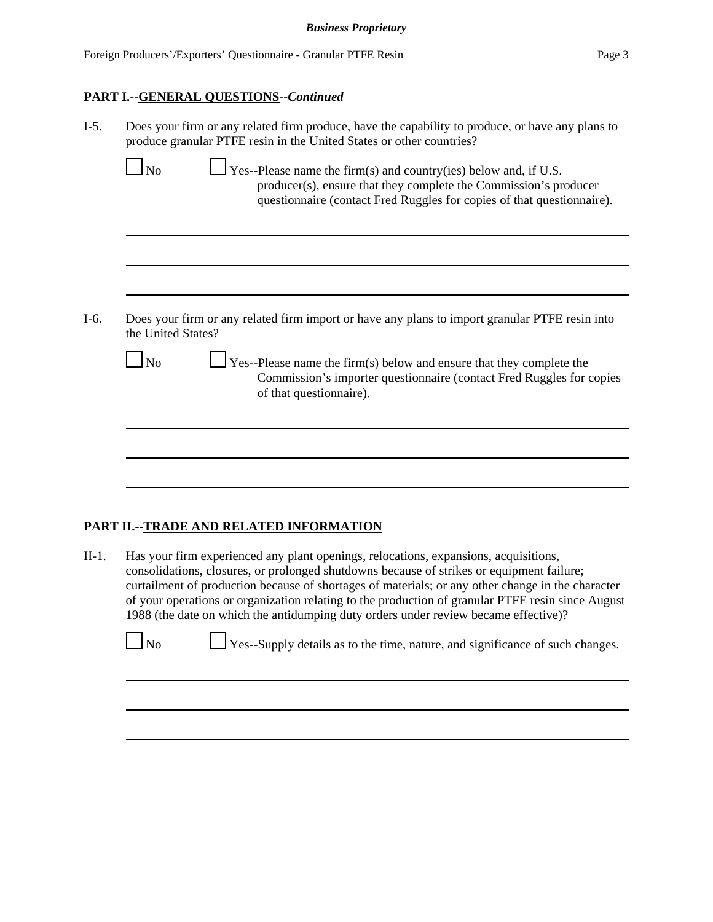## PART I.--GENERAL QUESTIONS--*Continued*

I-5. Does your firm or any related firm produce, have the capability to produce, or have any plans to produce granular PTFE resin in the United States or other countries?

☐ No ☐ Yes--Please name the firm(s) and country(ies) below and, if U.S. producer(s), ensure that they complete the Commission's producer questionnaire (contact Fred Ruggles for copies of that questionnaire).

I-6. Does your firm or any related firm import or have any plans to import granular PTFE resin into the United States?

☐ No ☐ Yes--Please name the firm(s) below and ensure that they complete the Commission's importer questionnaire (contact Fred Ruggles for copies of that questionnaire).

## PART II.--TRADE AND RELATED INFORMATION

II-1. Has your firm experienced any plant openings, relocations, expansions, acquisitions, consolidations, closures, or prolonged shutdowns because of strikes or equipment failure; curtailment of production because of shortages of materials; or any other change in the character of your operations or organization relating to the production of granular PTFE resin since August 1988 (the date on which the antidumping duty orders under review became effective)?

☐ No ☐ Yes--Supply details as to the time, nature, and significance of such changes.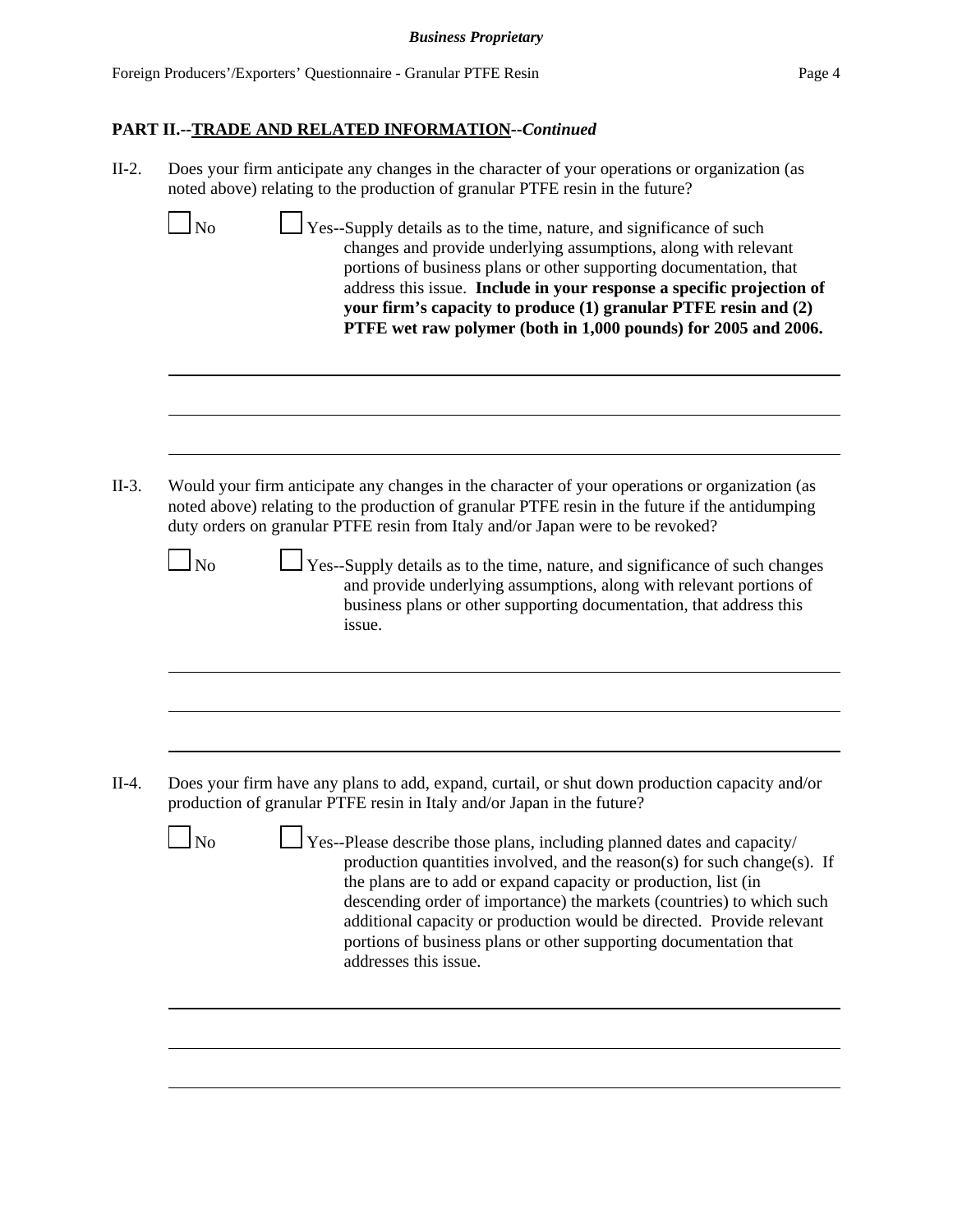**Business Proprietary**

## PART II.--TRADE AND RELATED INFORMATION--*Continued*

II-2. Does your firm anticipate any changes in the character of your operations or organization (as noted above) relating to the production of granular PTFE resin in the future?

☐ No ☐ Yes--Supply details as to the time, nature, and significance of such changes and provide underlying assumptions, along with relevant portions of business plans or other supporting documentation, that address this issue. **Include in your response a specific projection of your firm's capacity to produce (1) granular PTFE resin and (2) PTFE wet raw polymer (both in 1,000 pounds) for 2005 and 2006.**

______________________________________________________________________

______________________________________________________________________

______________________________________________________________________

II-3. Would your firm anticipate any changes in the character of your operations or organization (as noted above) relating to the production of granular PTFE resin in the future if the antidumping duty orders on granular PTFE resin from Italy and/or Japan were to be revoked?

☐ No ☐ Yes--Supply details as to the time, nature, and significance of such changes and provide underlying assumptions, along with relevant portions of business plans or other supporting documentation, that address this issue.

______________________________________________________________________

______________________________________________________________________

______________________________________________________________________

II-4. Does your firm have any plans to add, expand, curtail, or shut down production capacity and/or production of granular PTFE resin in Italy and/or Japan in the future?

☐ No ☐ Yes--Please describe those plans, including planned dates and capacity/ production quantities involved, and the reason(s) for such change(s). If the plans are to add or expand capacity or production, list (in descending order of importance) the markets (countries) to which such additional capacity or production would be directed. Provide relevant portions of business plans or other supporting documentation that addresses this issue.

______________________________________________________________________

______________________________________________________________________

______________________________________________________________________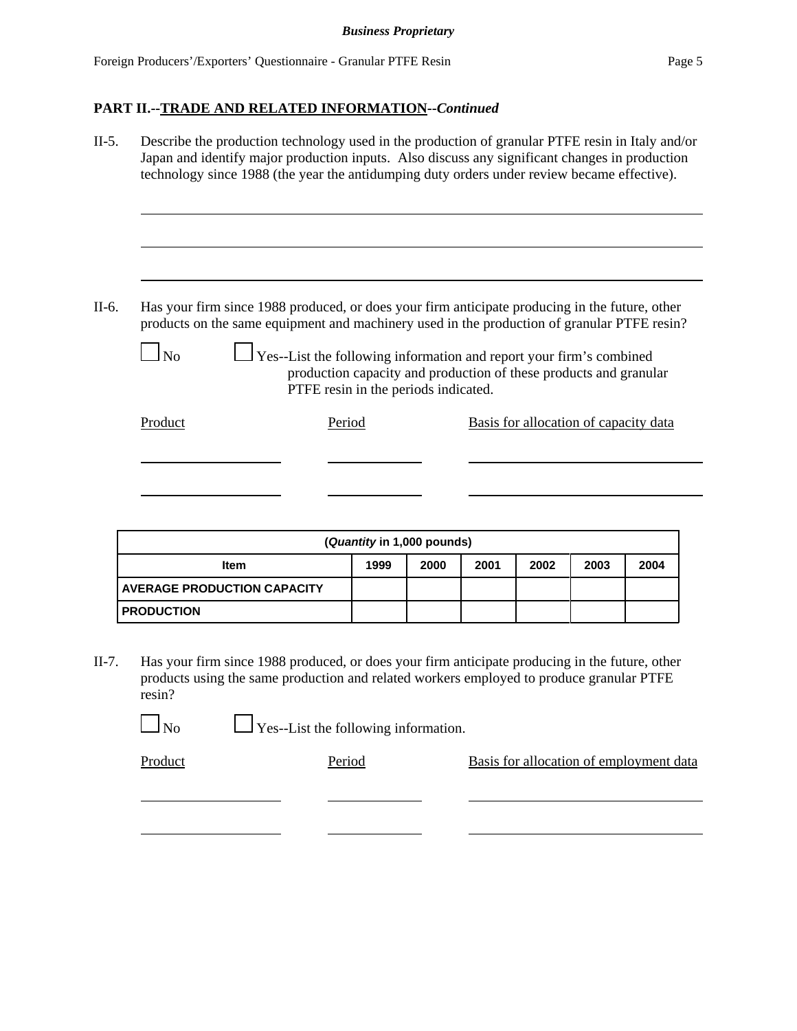**PART II.--TRADE AND RELATED INFORMATION--*Continued***

II-5. Describe the production technology used in the production of granular PTFE resin in Italy and/or Japan and identify major production inputs. Also discuss any significant changes in production technology since 1988 (the year the antidumping duty orders under review became effective).

______________________________________________________________________________

______________________________________________________________________________

______________________________________________________________________________

II-6. Has your firm since 1988 produced, or does your firm anticipate producing in the future, other products on the same equipment and machinery used in the production of granular PTFE resin?

☐ No ☐ Yes--List the following information and report your firm's combined production capacity and production of these products and granular PTFE resin in the periods indicated.

| Product | Period | Basis for allocation of capacity data |
|---|---|---|
| | | |
| | | |

| (*Quantity* in 1,000 pounds) | | | | | | |
|---|---|---|---|---|---|---|
| **Item** | **1999** | **2000** | **2001** | **2002** | **2003** | **2004** |
| **AVERAGE PRODUCTION CAPACITY** | | | | | | |
| **PRODUCTION** | | | | | | |

II-7. Has your firm since 1988 produced, or does your firm anticipate producing in the future, other products using the same production and related workers employed to produce granular PTFE resin?

☐ No ☐ Yes--List the following information.

| Product | Period | Basis for allocation of employment data |
|---|---|---|
| | | |
| | | |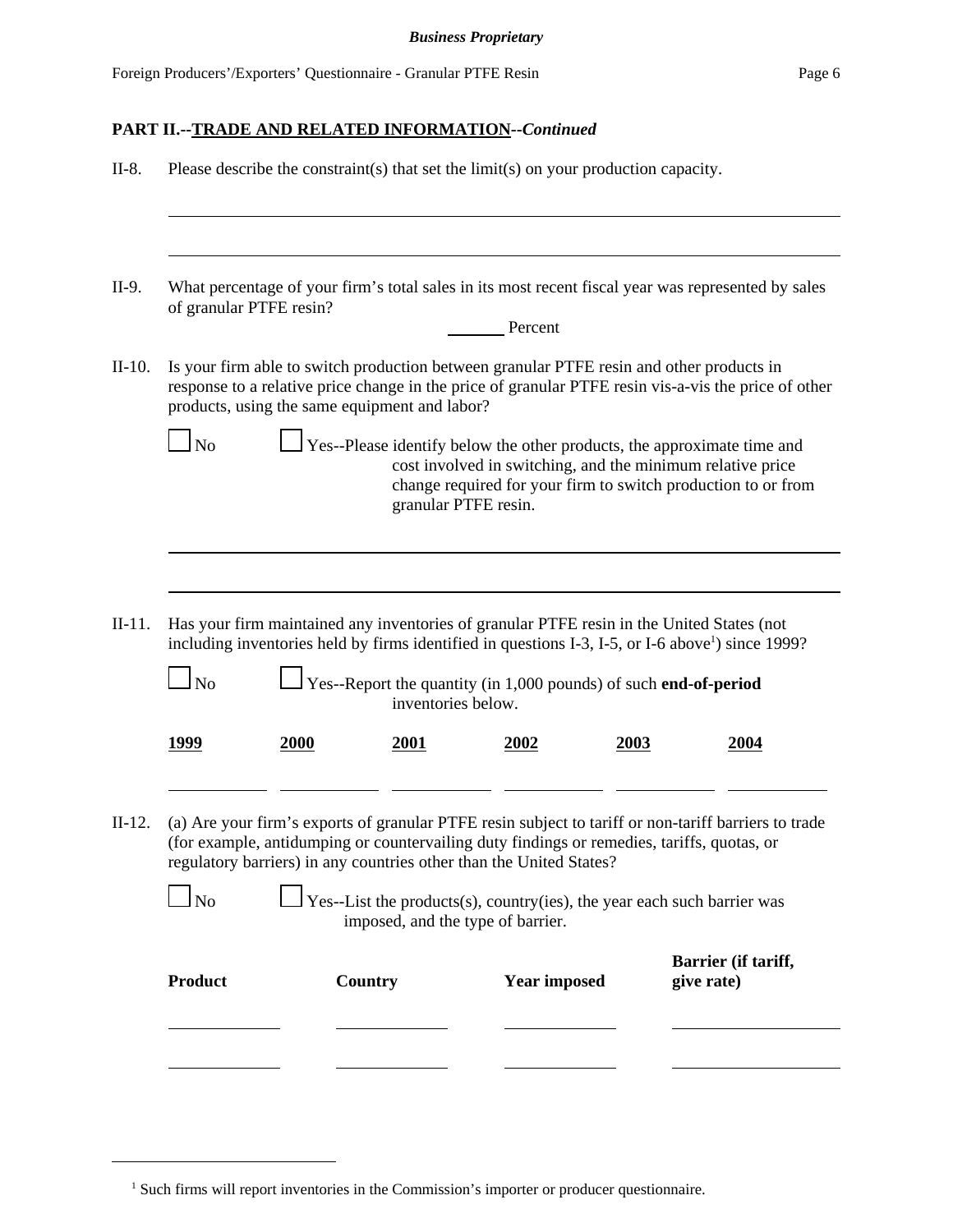**PART II.--TRADE AND RELATED INFORMATION--*Continued***

II-8. Please describe the constraint(s) that set the limit(s) on your production capacity.

\_\_\_\_\_\_\_\_\_\_\_\_\_\_\_\_\_\_\_\_\_\_\_\_\_\_\_\_\_\_\_\_\_\_\_\_\_\_\_\_\_\_\_\_\_\_\_\_\_\_\_\_\_\_\_\_\_\_\_\_

\_\_\_\_\_\_\_\_\_\_\_\_\_\_\_\_\_\_\_\_\_\_\_\_\_\_\_\_\_\_\_\_\_\_\_\_\_\_\_\_\_\_\_\_\_\_\_\_\_\_\_\_\_\_\_\_\_\_\_\_

II-9. What percentage of your firm's total sales in its most recent fiscal year was represented by sales of granular PTFE resin?

\_\_\_\_\_\_\_ Percent

II-10. Is your firm able to switch production between granular PTFE resin and other products in response to a relative price change in the price of granular PTFE resin vis-a-vis the price of other products, using the same equipment and labor?

☐ No ☐ Yes--Please identify below the other products, the approximate time and cost involved in switching, and the minimum relative price change required for your firm to switch production to or from granular PTFE resin.

\_\_\_\_\_\_\_\_\_\_\_\_\_\_\_\_\_\_\_\_\_\_\_\_\_\_\_\_\_\_\_\_\_\_\_\_\_\_\_\_\_\_\_\_\_\_\_\_\_\_\_\_\_\_\_\_\_\_\_\_

\_\_\_\_\_\_\_\_\_\_\_\_\_\_\_\_\_\_\_\_\_\_\_\_\_\_\_\_\_\_\_\_\_\_\_\_\_\_\_\_\_\_\_\_\_\_\_\_\_\_\_\_\_\_\_\_\_\_\_\_

II-11. Has your firm maintained any inventories of granular PTFE resin in the United States (not including inventories held by firms identified in questions I-3, I-5, or I-6 above[1]) since 1999?

☐ No ☐ Yes--Report the quantity (in 1,000 pounds) of such **end-of-period** inventories below.

| 1999 | 2000 | 2001 | 2002 | 2003 | 2004 |
|---|---|---|---|---|---|
| | | | | | |

II-12. (a) Are your firm's exports of granular PTFE resin subject to tariff or non-tariff barriers to trade (for example, antidumping or countervailing duty findings or remedies, tariffs, quotas, or regulatory barriers) in any countries other than the United States?

☐ No ☐ Yes--List the products(s), country(ies), the year each such barrier was imposed, and the type of barrier.

| Product | Country | Year imposed | Barrier (if tariff, give rate) |
|---|---|---|---|
| | | | |
| | | | |

[1] Such firms will report inventories in the Commission's importer or producer questionnaire.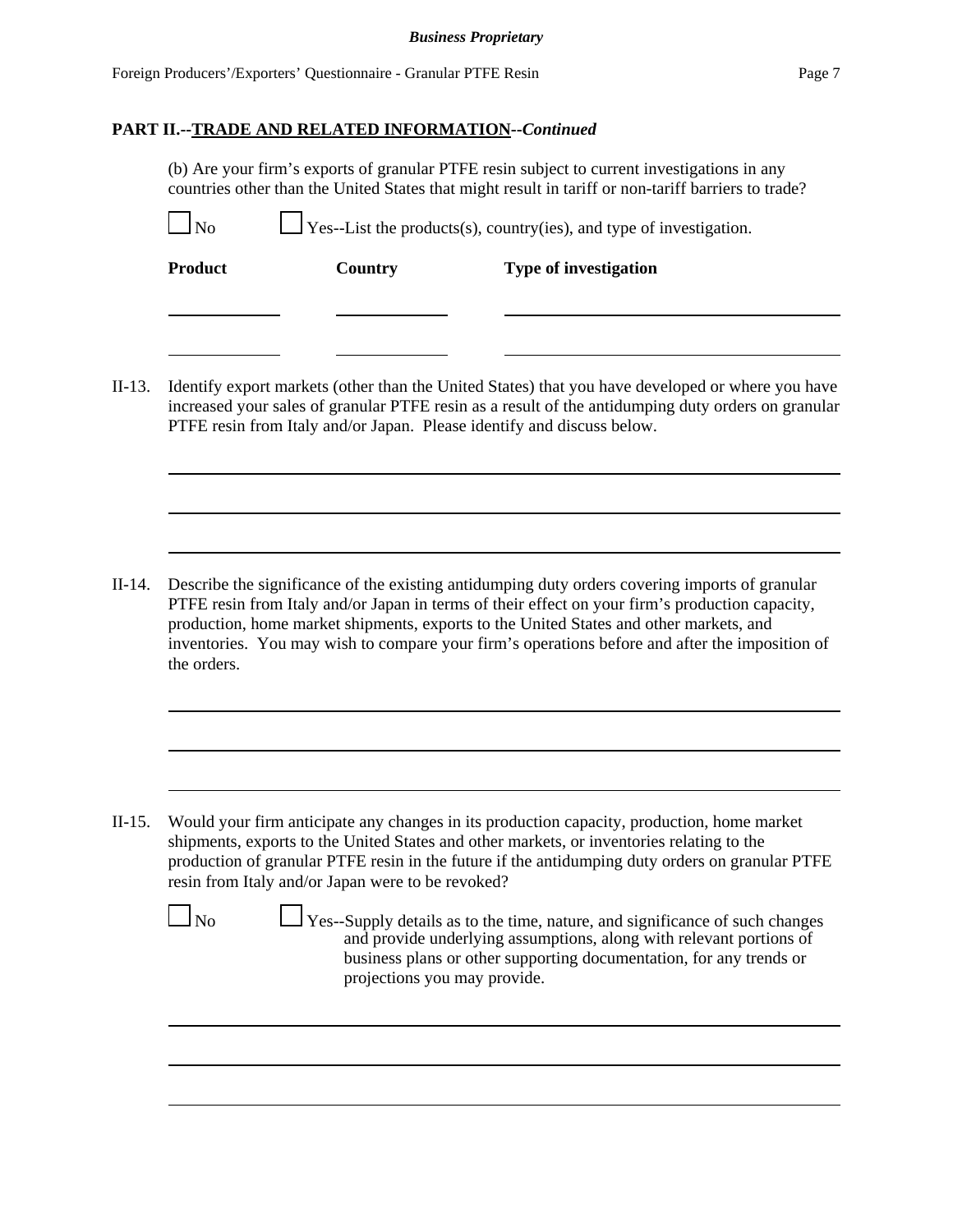**PART II.--TRADE AND RELATED INFORMATION--*Continued***

(b) Are your firm's exports of granular PTFE resin subject to current investigations in any countries other than the United States that might result in tariff or non-tariff barriers to trade?

☐ No ☐ Yes--List the products(s), country(ies), and type of investigation.

| Product | Country | Type of investigation |
|---|---|---|
| | | |
| | | |

II-13. Identify export markets (other than the United States) that you have developed or where you have increased your sales of granular PTFE resin as a result of the antidumping duty orders on granular PTFE resin from Italy and/or Japan. Please identify and discuss below.

______________________________________________________________________

______________________________________________________________________

______________________________________________________________________

II-14. Describe the significance of the existing antidumping duty orders covering imports of granular PTFE resin from Italy and/or Japan in terms of their effect on your firm's production capacity, production, home market shipments, exports to the United States and other markets, and inventories. You may wish to compare your firm's operations before and after the imposition of the orders.

______________________________________________________________________

______________________________________________________________________

______________________________________________________________________

II-15. Would your firm anticipate any changes in its production capacity, production, home market shipments, exports to the United States and other markets, or inventories relating to the production of granular PTFE resin in the future if the antidumping duty orders on granular PTFE resin from Italy and/or Japan were to be revoked?

☐ No ☐ Yes--Supply details as to the time, nature, and significance of such changes and provide underlying assumptions, along with relevant portions of business plans or other supporting documentation, for any trends or projections you may provide.

______________________________________________________________________

______________________________________________________________________

______________________________________________________________________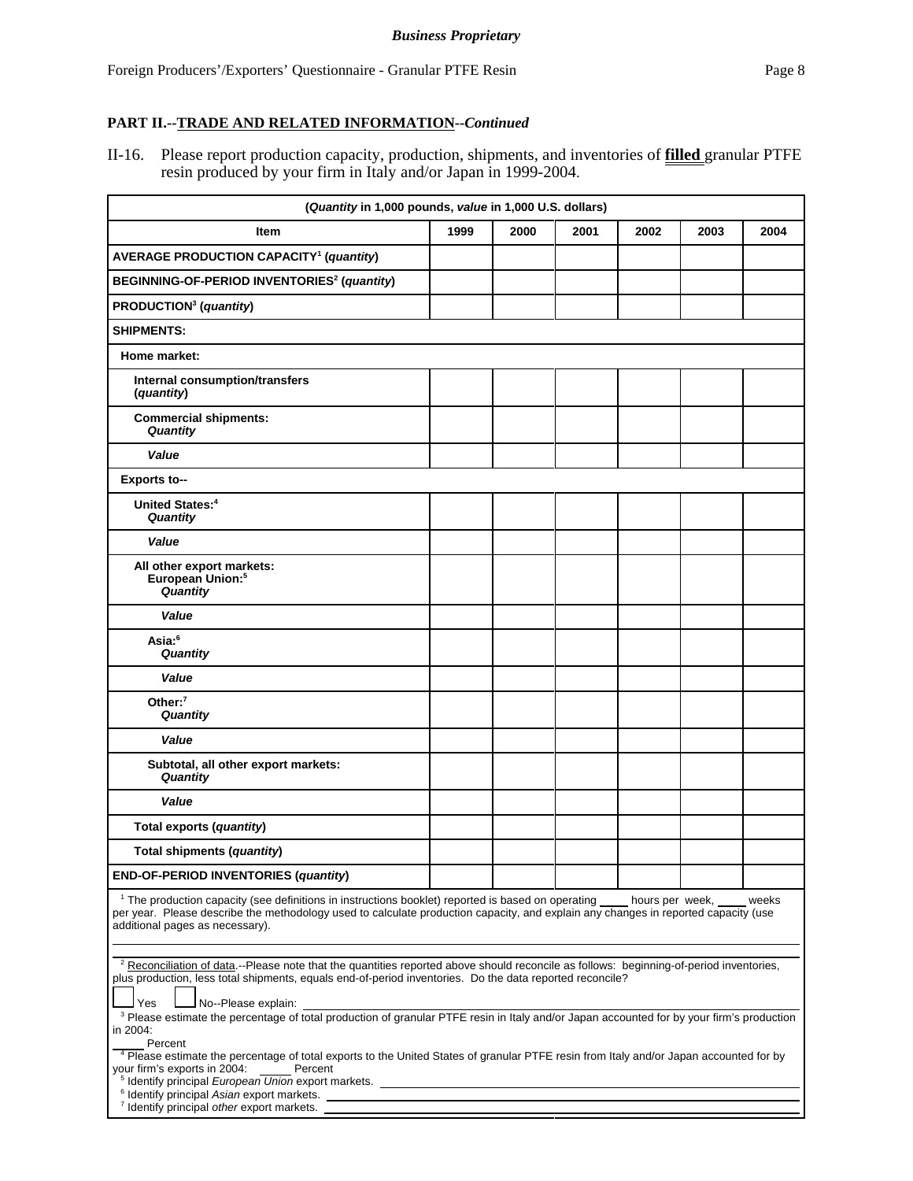**PART II.--TRADE AND RELATED INFORMATION--*Continued***

II-16. Please report production capacity, production, shipments, and inventories of **filled** granular PTFE resin produced by your firm in Italy and/or Japan in 1999-2004.

| (*Quantity* in 1,000 pounds, *value* in 1,000 U.S. dollars) | | | | | | |
|---|---|---|---|---|---|---|
| **Item** | **1999** | **2000** | **2001** | **2002** | **2003** | **2004** |
| **AVERAGE PRODUCTION CAPACITY[1] (*quantity*)** | | | | | | |
| **BEGINNING-OF-PERIOD INVENTORIES[2] (*quantity*)** | | | | | | |
| **PRODUCTION[3] (*quantity*)** | | | | | | |
| **SHIPMENTS:** | | | | | | |
| **Home market:** | | | | | | |
| **Internal consumption/transfers (*quantity*)** | | | | | | |
| **Commercial shipments:** ***Quantity*** | | | | | | |
| ***Value*** | | | | | | |
| **Exports to--** | | | | | | |
| **United States:[4]** ***Quantity*** | | | | | | |
| ***Value*** | | | | | | |
| **All other export markets: European Union:[5]** ***Quantity*** | | | | | | |
| ***Value*** | | | | | | |
| **Asia:[6]** ***Quantity*** | | | | | | |
| ***Value*** | | | | | | |
| **Other:[7]** ***Quantity*** | | | | | | |
| ***Value*** | | | | | | |
| **Subtotal, all other export markets:** ***Quantity*** | | | | | | |
| ***Value*** | | | | | | |
| **Total exports (*quantity*)** | | | | | | |
| **Total shipments (*quantity*)** | | | | | | |
| **END-OF-PERIOD INVENTORIES (*quantity*)** | | | | | | |

[1] The production capacity (see definitions in instructions booklet) reported is based on operating ____ hours per week, ____ weeks per year. Please describe the methodology used to calculate production capacity, and explain any changes in reported capacity (use additional pages as necessary).

______________________________________________________________________

[2] Reconciliation of data.--Please note that the quantities reported above should reconcile as follows: beginning-of-period inventories, plus production, less total shipments, equals end-of-period inventories. Do the data reported reconcile?

☐ Yes ☐ No--Please explain: ______________________________

[3] Please estimate the percentage of total production of granular PTFE resin in Italy and/or Japan accounted for by your firm's production in 2004:

____ Percent

[4] Please estimate the percentage of total exports to the United States of granular PTFE resin from Italy and/or Japan accounted for by your firm's exports in 2004: ____ Percent

[5] Identify principal *European Union* export markets. ______________________________

[6] Identify principal *Asian* export markets. ______________________________

[7] Identify principal *other* export markets. ______________________________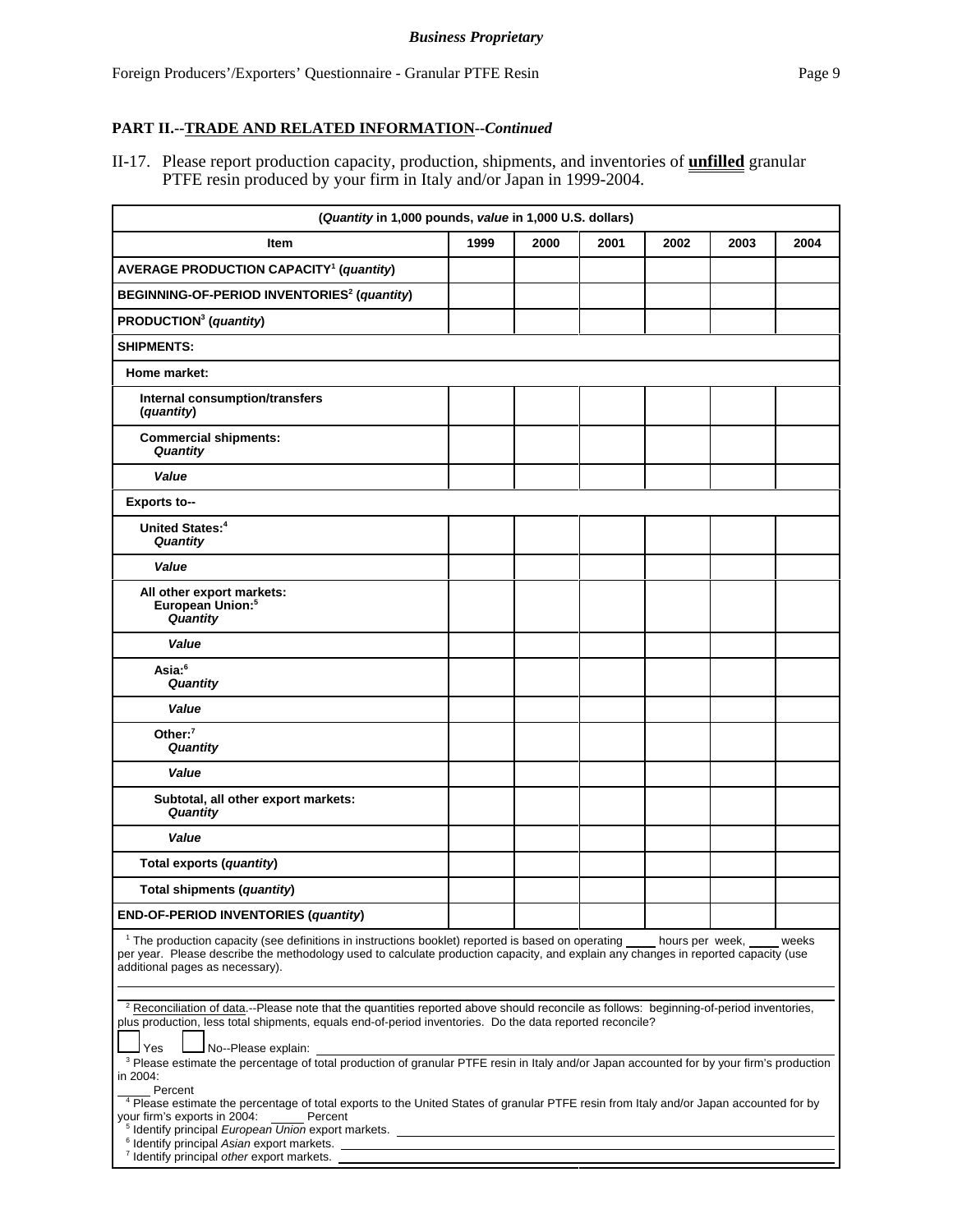**Business Proprietary**

## PART II.--TRADE AND RELATED INFORMATION--*Continued*

II-17. Please report production capacity, production, shipments, and inventories of **unfilled** granular PTFE resin produced by your firm in Italy and/or Japan in 1999-2004.

| (*Quantity* in 1,000 pounds, *value* in 1,000 U.S. dollars) | | | | | | |
|---|---|---|---|---|---|---|
| **Item** | **1999** | **2000** | **2001** | **2002** | **2003** | **2004** |
| **AVERAGE PRODUCTION CAPACITY[1] (*quantity*)** | | | | | | |
| **BEGINNING-OF-PERIOD INVENTORIES[2] (*quantity*)** | | | | | | |
| **PRODUCTION[3] (*quantity*)** | | | | | | |
| **SHIPMENTS:** | | | | | | |
| **Home market:** | | | | | | |
| **Internal consumption/transfers (*quantity*)** | | | | | | |
| **Commercial shipments: *Quantity*** | | | | | | |
| ***Value*** | | | | | | |
| **Exports to--** | | | | | | |
| **United States:[4] *Quantity*** | | | | | | |
| ***Value*** | | | | | | |
| **All other export markets: European Union:[5] *Quantity*** | | | | | | |
| ***Value*** | | | | | | |
| **Asia:[6] *Quantity*** | | | | | | |
| ***Value*** | | | | | | |
| **Other:[7] *Quantity*** | | | | | | |
| ***Value*** | | | | | | |
| **Subtotal, all other export markets: *Quantity*** | | | | | | |
| ***Value*** | | | | | | |
| **Total exports (*quantity*)** | | | | | | |
| **Total shipments (*quantity*)** | | | | | | |
| **END-OF-PERIOD INVENTORIES (*quantity*)** | | | | | | |

[1] The production capacity (see definitions in instructions booklet) reported is based on operating ____ hours per week, ____ weeks per year. Please describe the methodology used to calculate production capacity, and explain any changes in reported capacity (use additional pages as necessary).

______________________________________________________________________

[2] Reconciliation of data.--Please note that the quantities reported above should reconcile as follows: beginning-of-period inventories, plus production, less total shipments, equals end-of-period inventories. Do the data reported reconcile?

☐ Yes ☐ No--Please explain: ______________________________

[3] Please estimate the percentage of total production of granular PTFE resin in Italy and/or Japan accounted for by your firm's production in 2004:
_____ Percent

[4] Please estimate the percentage of total exports to the United States of granular PTFE resin from Italy and/or Japan accounted for by your firm's exports in 2004: _____ Percent

[5] Identify principal *European Union* export markets. ______________________________

[6] Identify principal *Asian* export markets. ______________________________

[7] Identify principal *other* export markets. ______________________________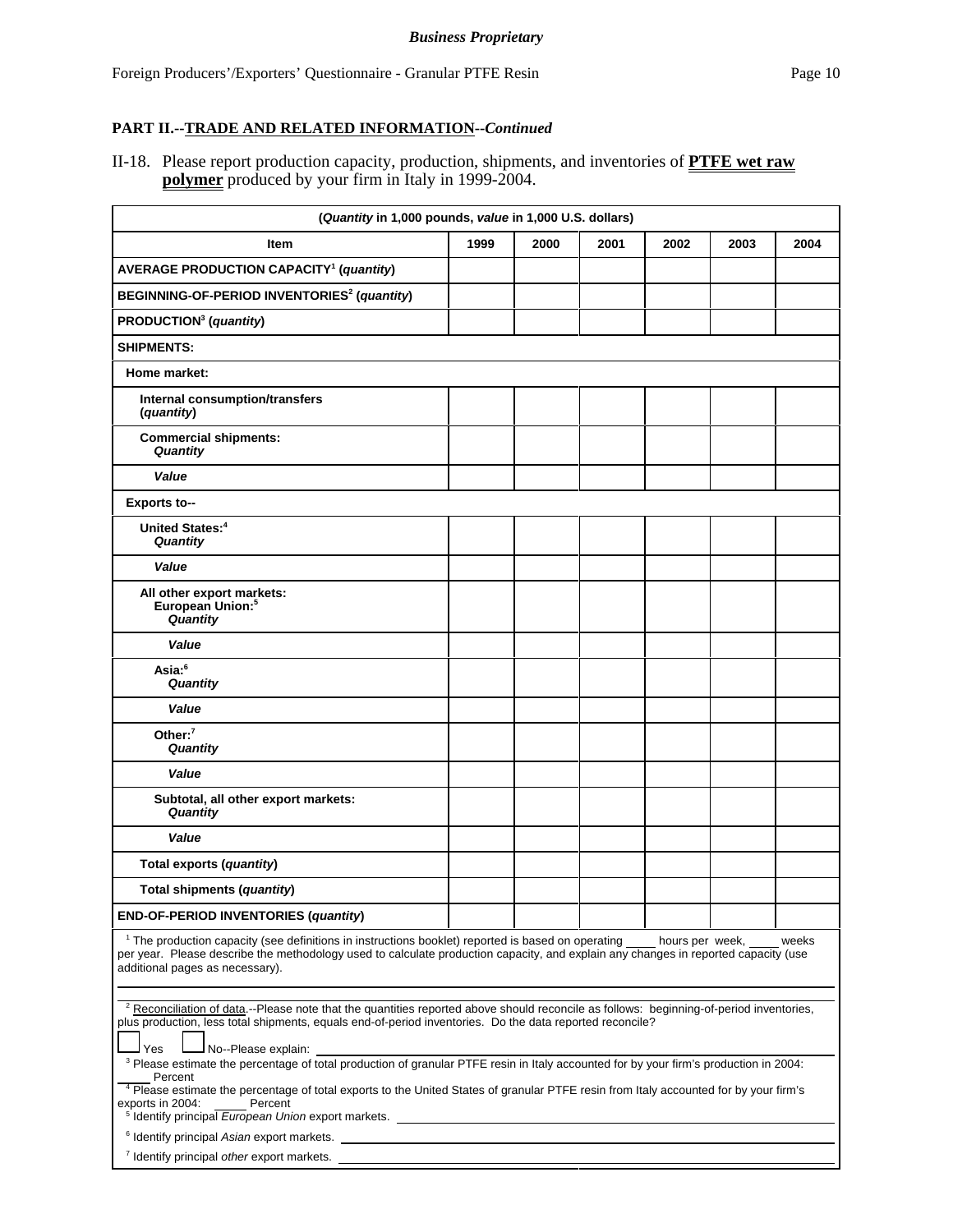*Business Proprietary*

## PART II.--TRADE AND RELATED INFORMATION--*Continued*

II-18. Please report production capacity, production, shipments, and inventories of **PTFE wet raw polymer** produced by your firm in Italy in 1999-2004.

| (*Quantity* in 1,000 pounds, *value* in 1,000 U.S. dollars) | | | | | | |
|---|---|---|---|---|---|---|
| **Item** | **1999** | **2000** | **2001** | **2002** | **2003** | **2004** |
| **AVERAGE PRODUCTION CAPACITY**[1] **(*quantity*)** | | | | | | |
| **BEGINNING-OF-PERIOD INVENTORIES**[2] **(*quantity*)** | | | | | | |
| **PRODUCTION**[3] **(*quantity*)** | | | | | | |
| **SHIPMENTS:** | | | | | | |
| **Home market:** | | | | | | |
| **Internal consumption/transfers (*quantity*)** | | | | | | |
| **Commercial shipments:** ***Quantity*** | | | | | | |
| ***Value*** | | | | | | |
| **Exports to--** | | | | | | |
| **United States:**[4] ***Quantity*** | | | | | | |
| ***Value*** | | | | | | |
| **All other export markets: European Union:**[5] ***Quantity*** | | | | | | |
| ***Value*** | | | | | | |
| **Asia:**[6] ***Quantity*** | | | | | | |
| ***Value*** | | | | | | |
| **Other:**[7] ***Quantity*** | | | | | | |
| ***Value*** | | | | | | |
| **Subtotal, all other export markets:** ***Quantity*** | | | | | | |
| ***Value*** | | | | | | |
| **Total exports (*quantity*)** | | | | | | |
| **Total shipments (*quantity*)** | | | | | | |
| **END-OF-PERIOD INVENTORIES (*quantity*)** | | | | | | |

[1] The production capacity (see definitions in instructions booklet) reported is based on operating ____ hours per week, ____ weeks per year. Please describe the methodology used to calculate production capacity, and explain any changes in reported capacity (use additional pages as necessary).

[2] Reconciliation of data.--Please note that the quantities reported above should reconcile as follows: beginning-of-period inventories, plus production, less total shipments, equals end-of-period inventories. Do the data reported reconcile?

☐ Yes ☐ No--Please explain: ____________

[3] Please estimate the percentage of total production of granular PTFE resin in Italy accounted for by your firm's production in 2004: ____ Percent

[4] Please estimate the percentage of total exports to the United States of granular PTFE resin from Italy accounted for by your firm's exports in 2004: ____ Percent

[5] Identify principal *European Union* export markets. ____________

[6] Identify principal *Asian* export markets. ____________

[7] Identify principal *other* export markets. ____________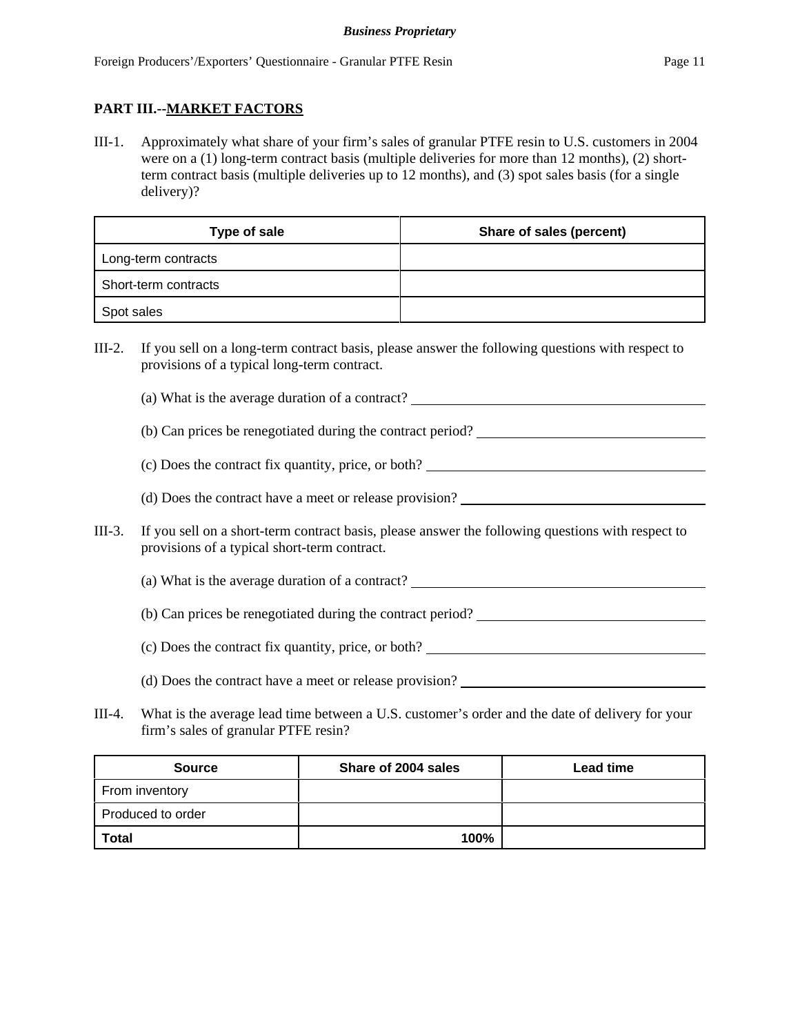## PART III.--MARKET FACTORS

III-1. Approximately what share of your firm's sales of granular PTFE resin to U.S. customers in 2004 were on a (1) long-term contract basis (multiple deliveries for more than 12 months), (2) short-term contract basis (multiple deliveries up to 12 months), and (3) spot sales basis (for a single delivery)?

| Type of sale | Share of sales (percent) |
|---|---|
| Long-term contracts | |
| Short-term contracts | |
| Spot sales | |

III-2. If you sell on a long-term contract basis, please answer the following questions with respect to provisions of a typical long-term contract.

(a) What is the average duration of a contract? ___________________________

(b) Can prices be renegotiated during the contract period? ___________________________

(c) Does the contract fix quantity, price, or both? ___________________________

(d) Does the contract have a meet or release provision? ___________________________

III-3. If you sell on a short-term contract basis, please answer the following questions with respect to provisions of a typical short-term contract.

(a) What is the average duration of a contract? ___________________________

(b) Can prices be renegotiated during the contract period? ___________________________

(c) Does the contract fix quantity, price, or both? ___________________________

(d) Does the contract have a meet or release provision? ___________________________

III-4. What is the average lead time between a U.S. customer's order and the date of delivery for your firm's sales of granular PTFE resin?

| Source | Share of 2004 sales | Lead time |
|---|---|---|
| From inventory | | |
| Produced to order | | |
| **Total** | **100%** | |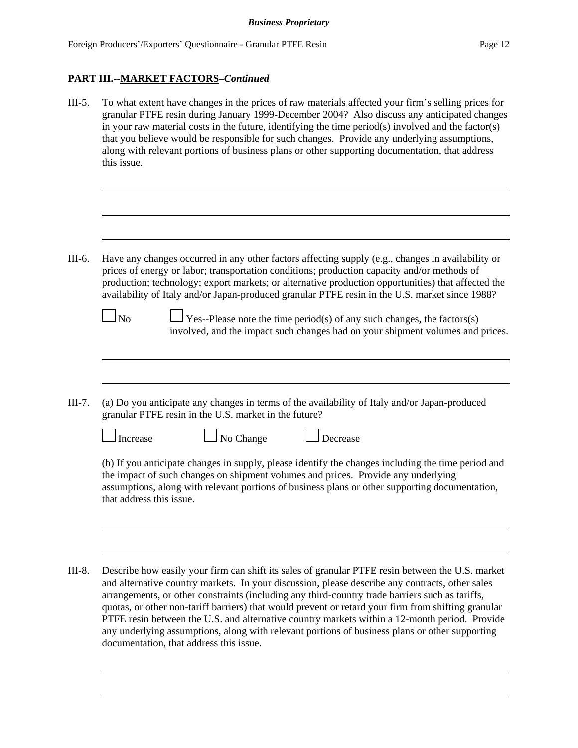## PART III.--MARKET FACTORS–*Continued*

III-5. To what extent have changes in the prices of raw materials affected your firm's selling prices for granular PTFE resin during January 1999-December 2004? Also discuss any anticipated changes in your raw material costs in the future, identifying the time period(s) involved and the factor(s) that you believe would be responsible for such changes. Provide any underlying assumptions, along with relevant portions of business plans or other supporting documentation, that address this issue.

III-6. Have any changes occurred in any other factors affecting supply (e.g., changes in availability or prices of energy or labor; transportation conditions; production capacity and/or methods of production; technology; export markets; or alternative production opportunities) that affected the availability of Italy and/or Japan-produced granular PTFE resin in the U.S. market since 1988?

☐ No ☐ Yes--Please note the time period(s) of any such changes, the factors(s) involved, and the impact such changes had on your shipment volumes and prices.

III-7. (a) Do you anticipate any changes in terms of the availability of Italy and/or Japan-produced granular PTFE resin in the U.S. market in the future?

☐ Increase ☐ No Change ☐ Decrease

(b) If you anticipate changes in supply, please identify the changes including the time period and the impact of such changes on shipment volumes and prices. Provide any underlying assumptions, along with relevant portions of business plans or other supporting documentation, that address this issue.

III-8. Describe how easily your firm can shift its sales of granular PTFE resin between the U.S. market and alternative country markets. In your discussion, please describe any contracts, other sales arrangements, or other constraints (including any third-country trade barriers such as tariffs, quotas, or other non-tariff barriers) that would prevent or retard your firm from shifting granular PTFE resin between the U.S. and alternative country markets within a 12-month period. Provide any underlying assumptions, along with relevant portions of business plans or other supporting documentation, that address this issue.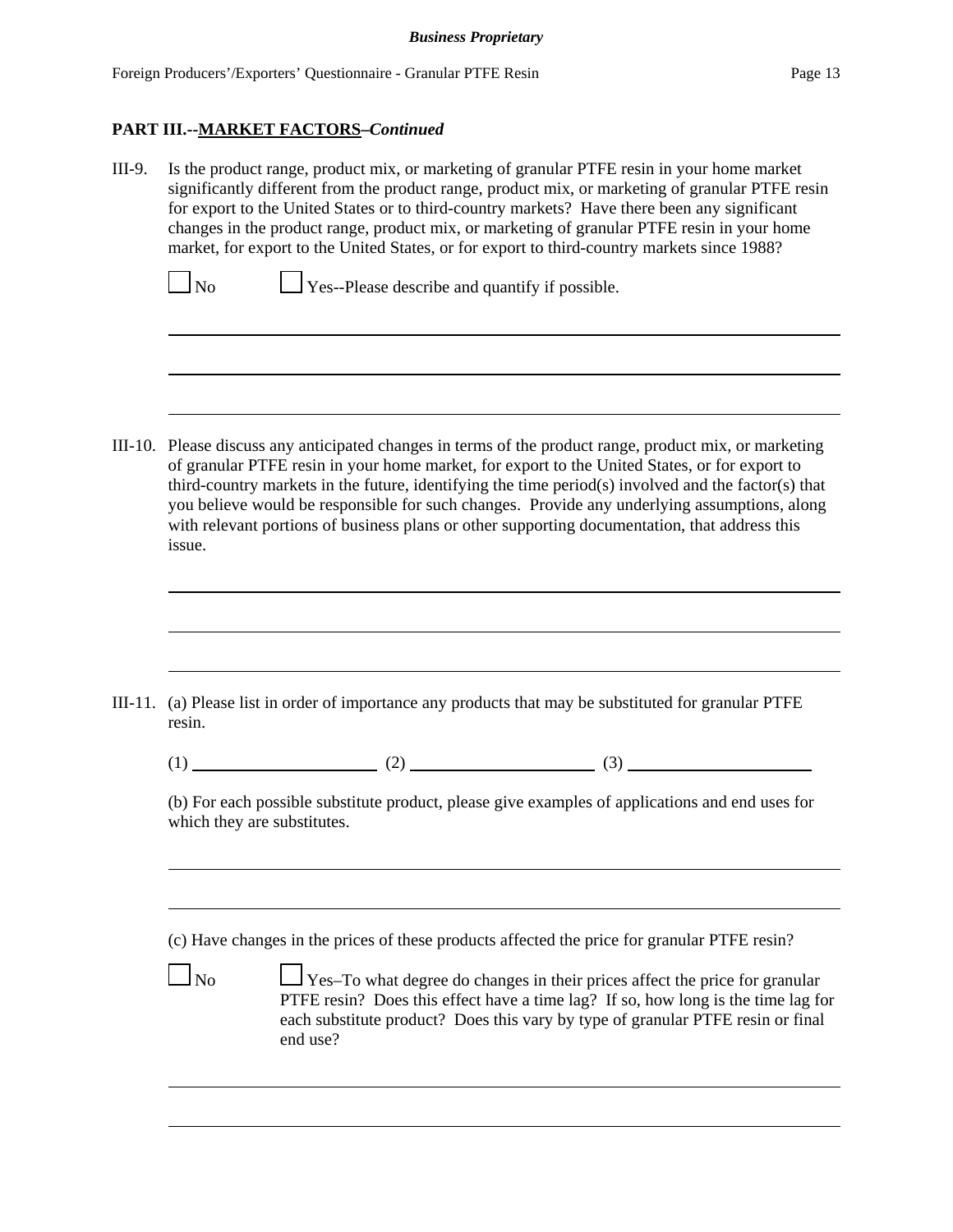*Business Proprietary*

**PART III.--MARKET FACTORS–*Continued***

III-9. Is the product range, product mix, or marketing of granular PTFE resin in your home market significantly different from the product range, product mix, or marketing of granular PTFE resin for export to the United States or to third-country markets? Have there been any significant changes in the product range, product mix, or marketing of granular PTFE resin in your home market, for export to the United States, or for export to third-country markets since 1988?

☐ No ☐ Yes--Please describe and quantify if possible.

\_\_\_\_\_\_\_\_\_\_\_\_\_\_\_\_\_\_\_\_\_\_\_\_\_\_\_\_\_\_\_\_\_\_\_\_\_\_\_\_\_\_\_\_\_\_\_\_\_\_\_\_\_\_\_\_\_\_\_\_\_\_\_\_\_\_\_\_\_\_

\_\_\_\_\_\_\_\_\_\_\_\_\_\_\_\_\_\_\_\_\_\_\_\_\_\_\_\_\_\_\_\_\_\_\_\_\_\_\_\_\_\_\_\_\_\_\_\_\_\_\_\_\_\_\_\_\_\_\_\_\_\_\_\_\_\_\_\_\_\_

\_\_\_\_\_\_\_\_\_\_\_\_\_\_\_\_\_\_\_\_\_\_\_\_\_\_\_\_\_\_\_\_\_\_\_\_\_\_\_\_\_\_\_\_\_\_\_\_\_\_\_\_\_\_\_\_\_\_\_\_\_\_\_\_\_\_\_\_\_\_

III-10. Please discuss any anticipated changes in terms of the product range, product mix, or marketing of granular PTFE resin in your home market, for export to the United States, or for export to third-country markets in the future, identifying the time period(s) involved and the factor(s) that you believe would be responsible for such changes. Provide any underlying assumptions, along with relevant portions of business plans or other supporting documentation, that address this issue.

\_\_\_\_\_\_\_\_\_\_\_\_\_\_\_\_\_\_\_\_\_\_\_\_\_\_\_\_\_\_\_\_\_\_\_\_\_\_\_\_\_\_\_\_\_\_\_\_\_\_\_\_\_\_\_\_\_\_\_\_\_\_\_\_\_\_\_\_\_\_

\_\_\_\_\_\_\_\_\_\_\_\_\_\_\_\_\_\_\_\_\_\_\_\_\_\_\_\_\_\_\_\_\_\_\_\_\_\_\_\_\_\_\_\_\_\_\_\_\_\_\_\_\_\_\_\_\_\_\_\_\_\_\_\_\_\_\_\_\_\_

\_\_\_\_\_\_\_\_\_\_\_\_\_\_\_\_\_\_\_\_\_\_\_\_\_\_\_\_\_\_\_\_\_\_\_\_\_\_\_\_\_\_\_\_\_\_\_\_\_\_\_\_\_\_\_\_\_\_\_\_\_\_\_\_\_\_\_\_\_\_

III-11. (a) Please list in order of importance any products that may be substituted for granular PTFE resin.

(1) \_\_\_\_\_\_\_\_\_\_\_\_\_\_\_\_\_\_\_\_ (2) \_\_\_\_\_\_\_\_\_\_\_\_\_\_\_\_\_\_\_\_ (3) \_\_\_\_\_\_\_\_\_\_\_\_\_\_\_\_\_\_\_\_

(b) For each possible substitute product, please give examples of applications and end uses for which they are substitutes.

\_\_\_\_\_\_\_\_\_\_\_\_\_\_\_\_\_\_\_\_\_\_\_\_\_\_\_\_\_\_\_\_\_\_\_\_\_\_\_\_\_\_\_\_\_\_\_\_\_\_\_\_\_\_\_\_\_\_\_\_\_\_\_\_\_\_\_\_\_\_

\_\_\_\_\_\_\_\_\_\_\_\_\_\_\_\_\_\_\_\_\_\_\_\_\_\_\_\_\_\_\_\_\_\_\_\_\_\_\_\_\_\_\_\_\_\_\_\_\_\_\_\_\_\_\_\_\_\_\_\_\_\_\_\_\_\_\_\_\_\_

(c) Have changes in the prices of these products affected the price for granular PTFE resin?

☐ No ☐ Yes–To what degree do changes in their prices affect the price for granular PTFE resin? Does this effect have a time lag? If so, how long is the time lag for each substitute product? Does this vary by type of granular PTFE resin or final end use?

\_\_\_\_\_\_\_\_\_\_\_\_\_\_\_\_\_\_\_\_\_\_\_\_\_\_\_\_\_\_\_\_\_\_\_\_\_\_\_\_\_\_\_\_\_\_\_\_\_\_\_\_\_\_\_\_\_\_\_\_\_\_\_\_\_\_\_\_\_\_

\_\_\_\_\_\_\_\_\_\_\_\_\_\_\_\_\_\_\_\_\_\_\_\_\_\_\_\_\_\_\_\_\_\_\_\_\_\_\_\_\_\_\_\_\_\_\_\_\_\_\_\_\_\_\_\_\_\_\_\_\_\_\_\_\_\_\_\_\_\_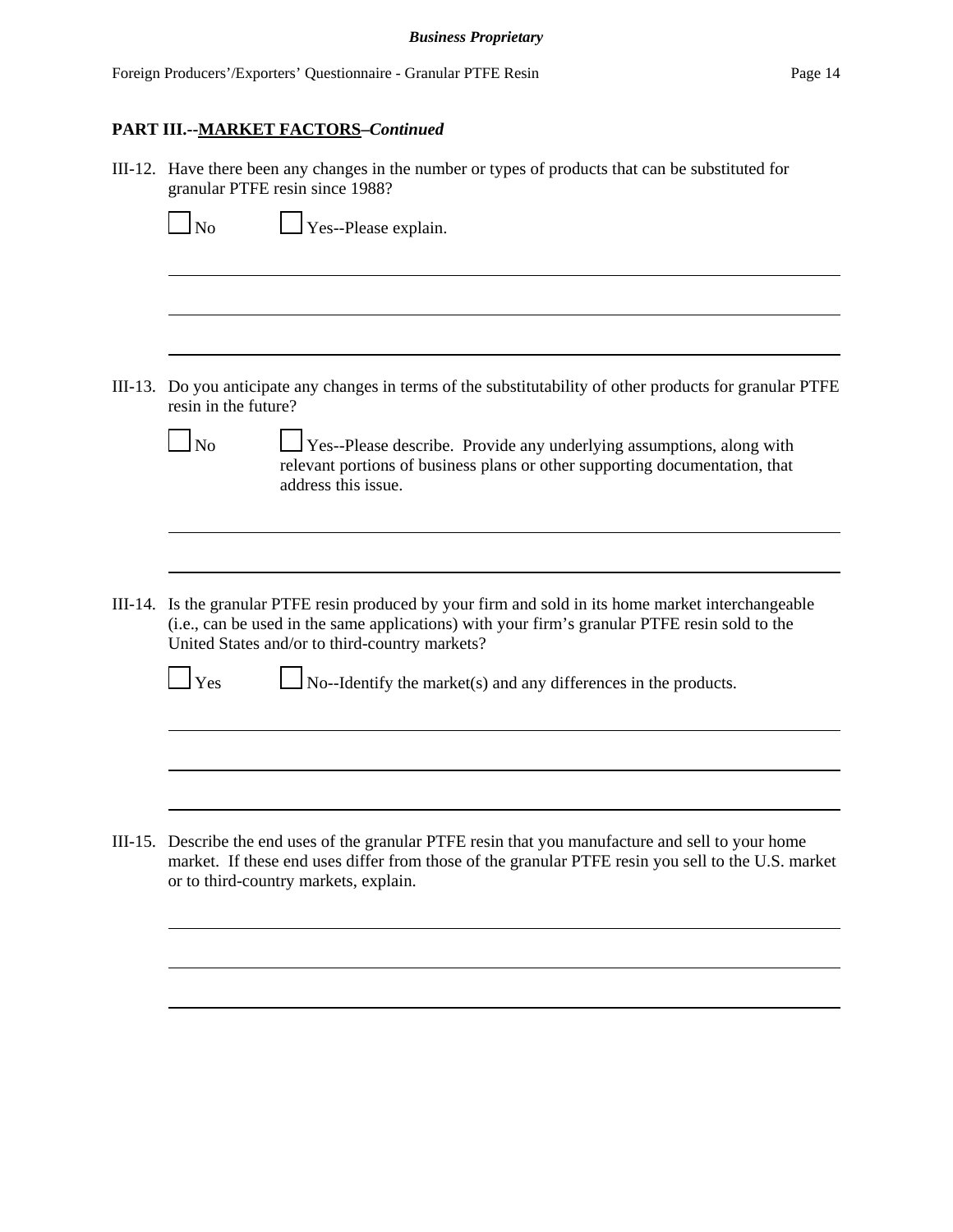## PART III.--MARKET FACTORS–*Continued*

III-12. Have there been any changes in the number or types of products that can be substituted for granular PTFE resin since 1988?

☐ No ☐ Yes--Please explain.

______________________________________________________________________________

______________________________________________________________________________

______________________________________________________________________________

III-13. Do you anticipate any changes in terms of the substitutability of other products for granular PTFE resin in the future?

☐ No ☐ Yes--Please describe. Provide any underlying assumptions, along with relevant portions of business plans or other supporting documentation, that address this issue.

______________________________________________________________________________

______________________________________________________________________________

III-14. Is the granular PTFE resin produced by your firm and sold in its home market interchangeable (i.e., can be used in the same applications) with your firm's granular PTFE resin sold to the United States and/or to third-country markets?

☐ Yes ☐ No--Identify the market(s) and any differences in the products.

______________________________________________________________________________

______________________________________________________________________________

______________________________________________________________________________

III-15. Describe the end uses of the granular PTFE resin that you manufacture and sell to your home market. If these end uses differ from those of the granular PTFE resin you sell to the U.S. market or to third-country markets, explain.

______________________________________________________________________________

______________________________________________________________________________

______________________________________________________________________________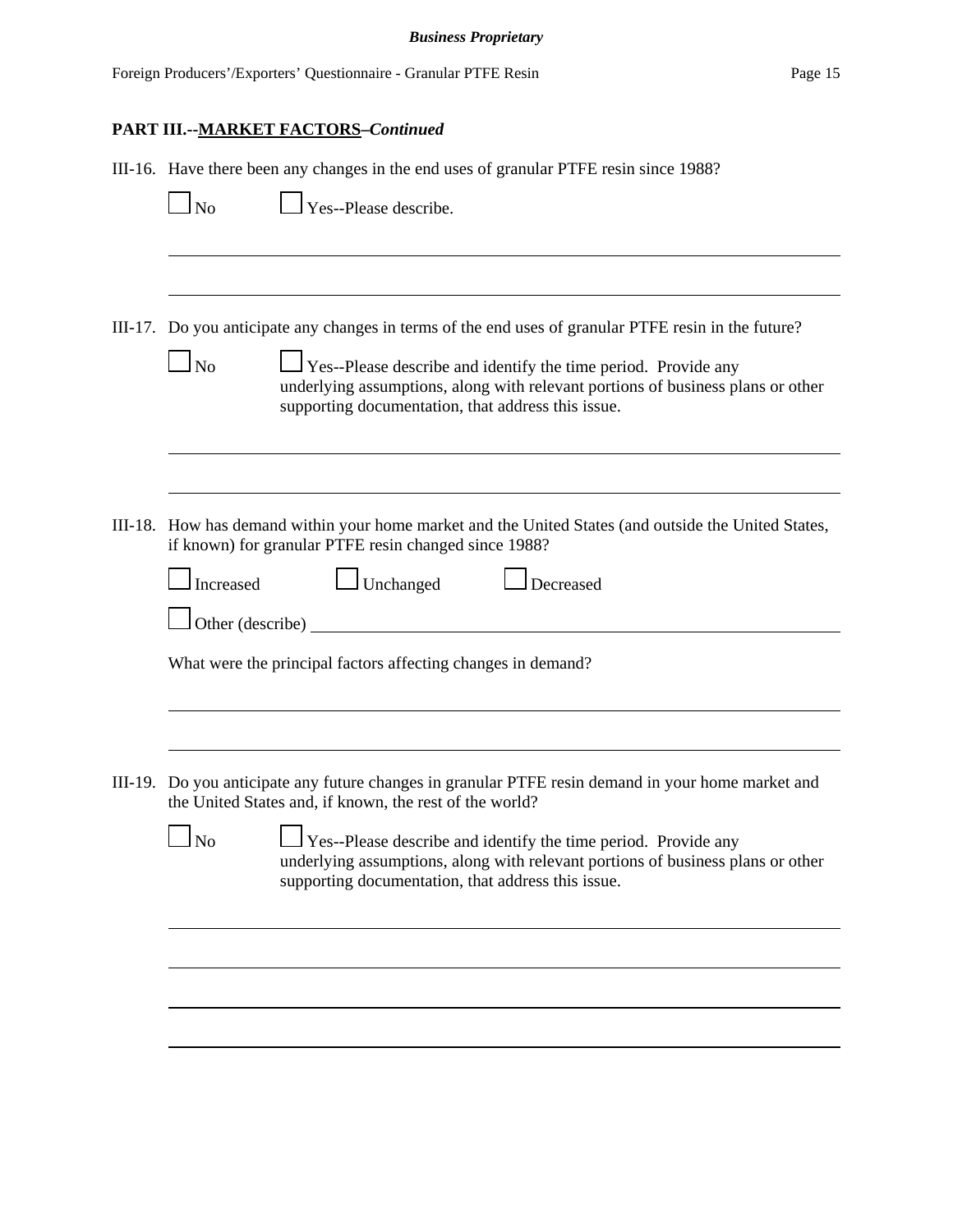## PART III.--MARKET FACTORS–*Continued*

III-16. Have there been any changes in the end uses of granular PTFE resin since 1988?

☐ No ☐ Yes--Please describe.

______________________________________________________________________

______________________________________________________________________

III-17. Do you anticipate any changes in terms of the end uses of granular PTFE resin in the future?

☐ No ☐ Yes--Please describe and identify the time period. Provide any underlying assumptions, along with relevant portions of business plans or other supporting documentation, that address this issue.

______________________________________________________________________

______________________________________________________________________

III-18. How has demand within your home market and the United States (and outside the United States, if known) for granular PTFE resin changed since 1988?

☐ Increased ☐ Unchanged ☐ Decreased

☐ Other (describe) ____________________________________________________

What were the principal factors affecting changes in demand?

______________________________________________________________________

______________________________________________________________________

III-19. Do you anticipate any future changes in granular PTFE resin demand in your home market and the United States and, if known, the rest of the world?

☐ No ☐ Yes--Please describe and identify the time period. Provide any underlying assumptions, along with relevant portions of business plans or other supporting documentation, that address this issue.

______________________________________________________________________

______________________________________________________________________

______________________________________________________________________

______________________________________________________________________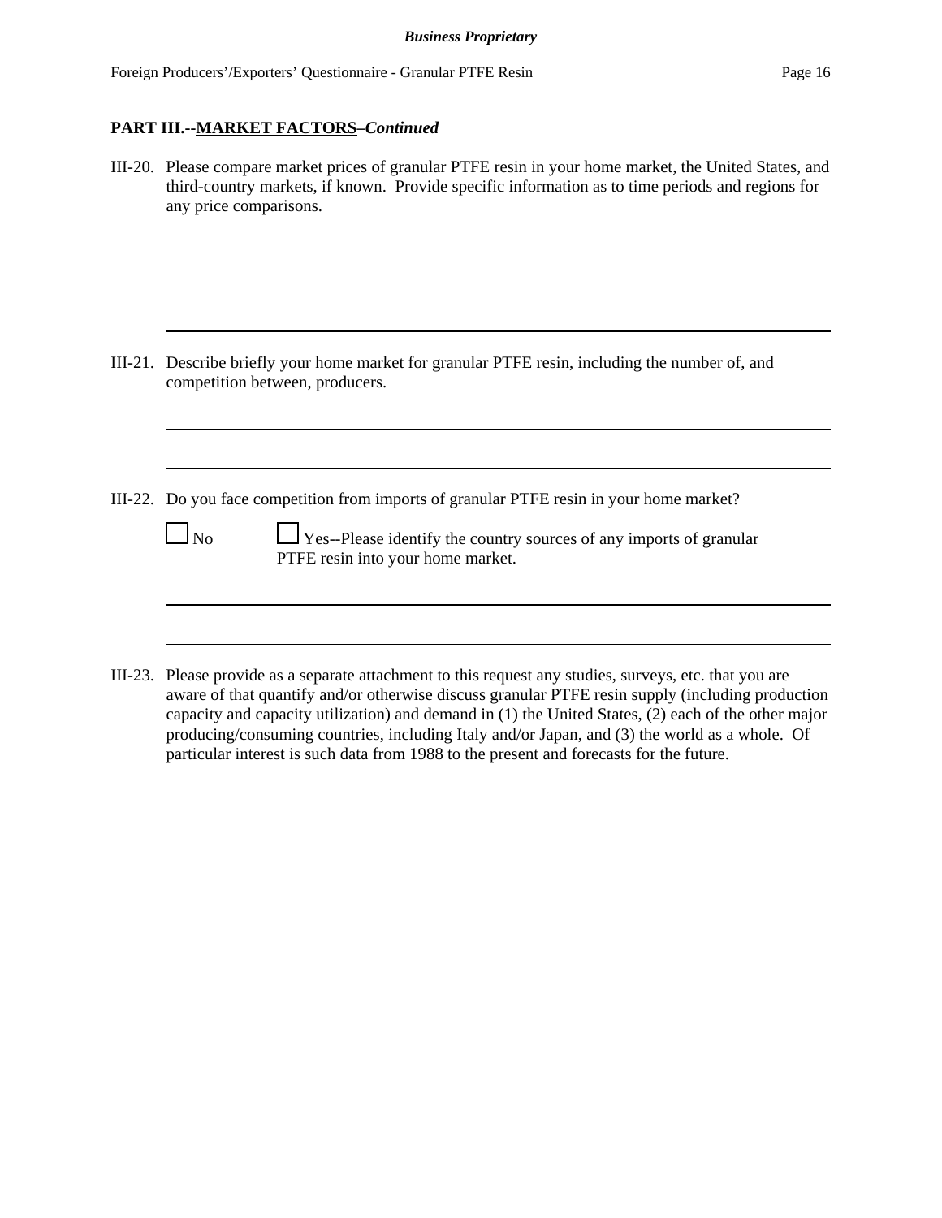**PART III.--MARKET FACTORS–*Continued***

III-20. Please compare market prices of granular PTFE resin in your home market, the United States, and third-country markets, if known. Provide specific information as to time periods and regions for any price comparisons.

III-21. Describe briefly your home market for granular PTFE resin, including the number of, and competition between, producers.

III-22. Do you face competition from imports of granular PTFE resin in your home market?

☐ No ☐ Yes--Please identify the country sources of any imports of granular PTFE resin into your home market.

III-23. Please provide as a separate attachment to this request any studies, surveys, etc. that you are aware of that quantify and/or otherwise discuss granular PTFE resin supply (including production capacity and capacity utilization) and demand in (1) the United States, (2) each of the other major producing/consuming countries, including Italy and/or Japan, and (3) the world as a whole. Of particular interest is such data from 1988 to the present and forecasts for the future.